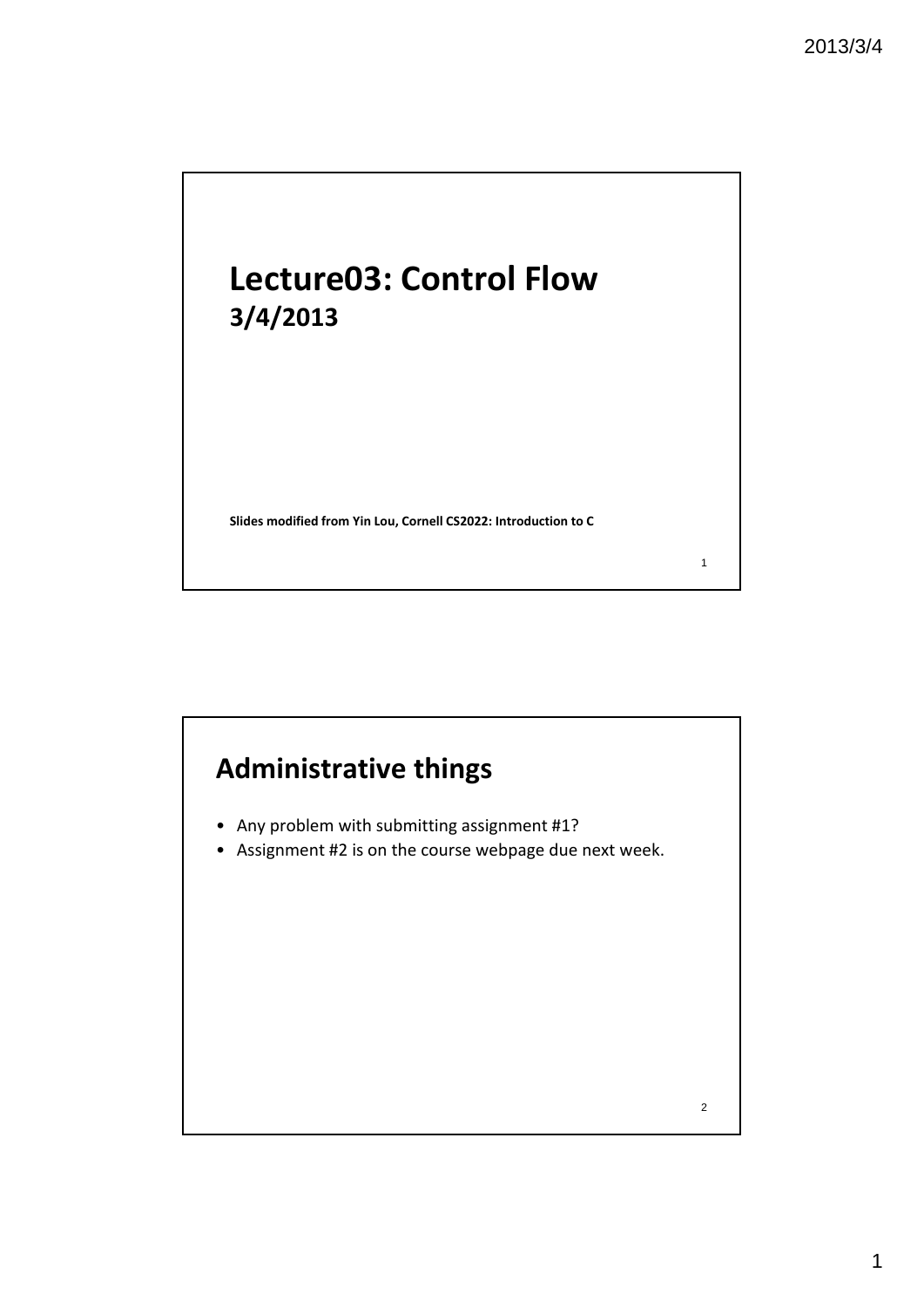# Lecture03: Control Flow

## 3/4/2013

**Slides modified from Yin Lou, Cornell CS2022: Introduction to C**

## Administrative things

- Any problem with submitting assignment #1?
- Assignment #2 is on the course webpage due next week.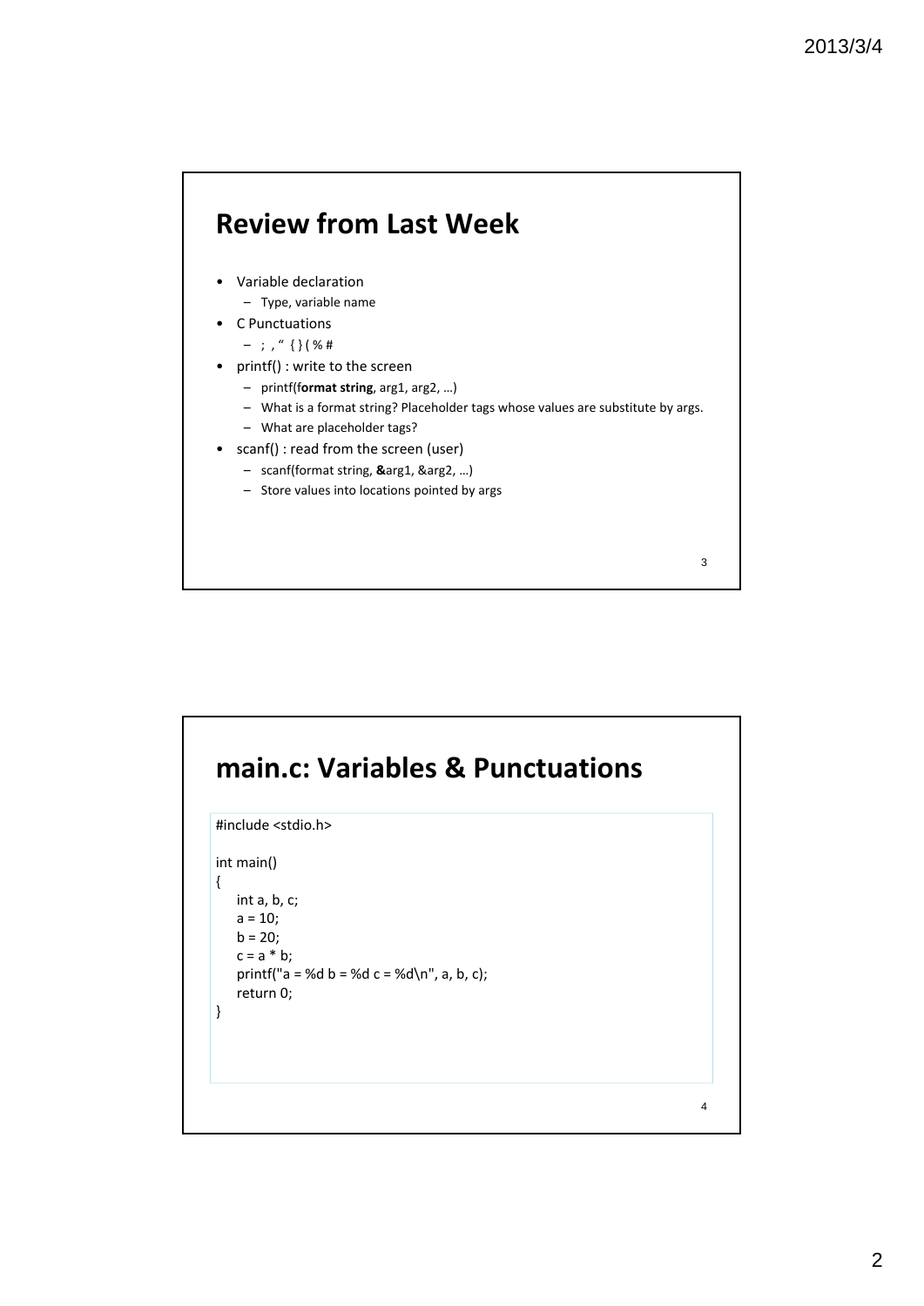## Review from Last Week

- Variable declaration
  - Type, variable name
- C Punctuations
  - ; , " { } ( % #
- printf() : write to the screen
  - printf(**format string**, arg1, arg2, …)
  - What is a format string? Placeholder tags whose values are substitute by args.
  - What are placeholder tags?
- scanf() : read from the screen (user)
  - scanf(format string, **&**arg1, &arg2, …)
  - Store values into locations pointed by args

## main.c: Variables & Punctuations

```
#include <stdio.h>

int main()
{
    int a, b, c;
    a = 10;
    b = 20;
    c = a * b;
    printf("a = %d b = %d c = %d\n", a, b, c);
    return 0;
}
```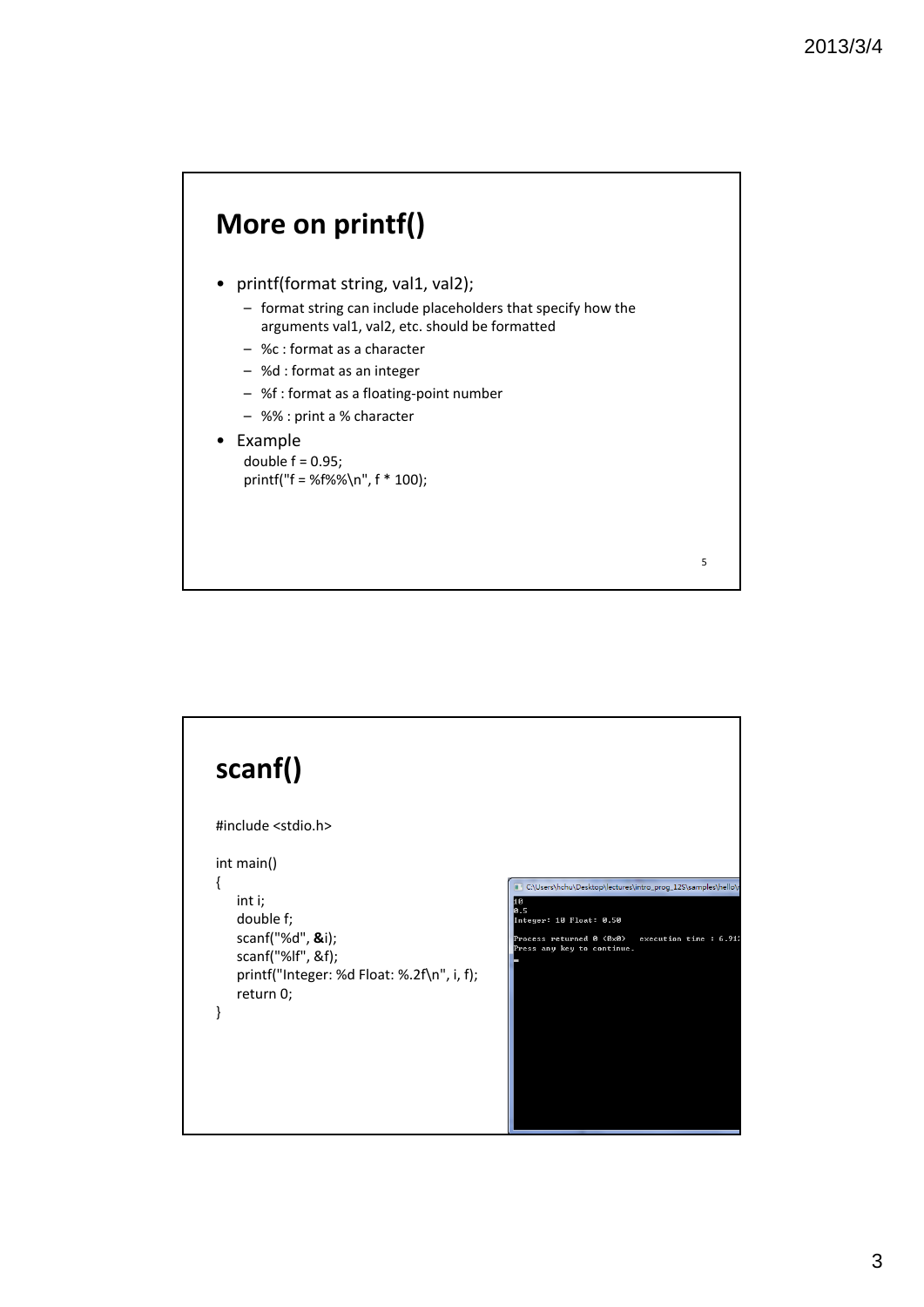## More on printf()

- printf(format string, val1, val2);
  - format string can include placeholders that specify how the arguments val1, val2, etc. should be formatted
  - %c : format as a character
  - %d : format as an integer
  - %f : format as a floating-point number
  - %% : print a % character
- Example

```
double f = 0.95;
printf("f = %f%%\n", f * 100);
```

## scanf()

```
#include <stdio.h>

int main()
{
    int i;
    double f;
    scanf("%d", &i);
    scanf("%lf", &f);
    printf("Integer: %d Float: %.2f\n", i, f);
    return 0;
}
```

```
10
0.5
Integer: 10 Float: 0.50

Process returned 0 (0x0)   execution time : 6.91
Press any key to continue.
```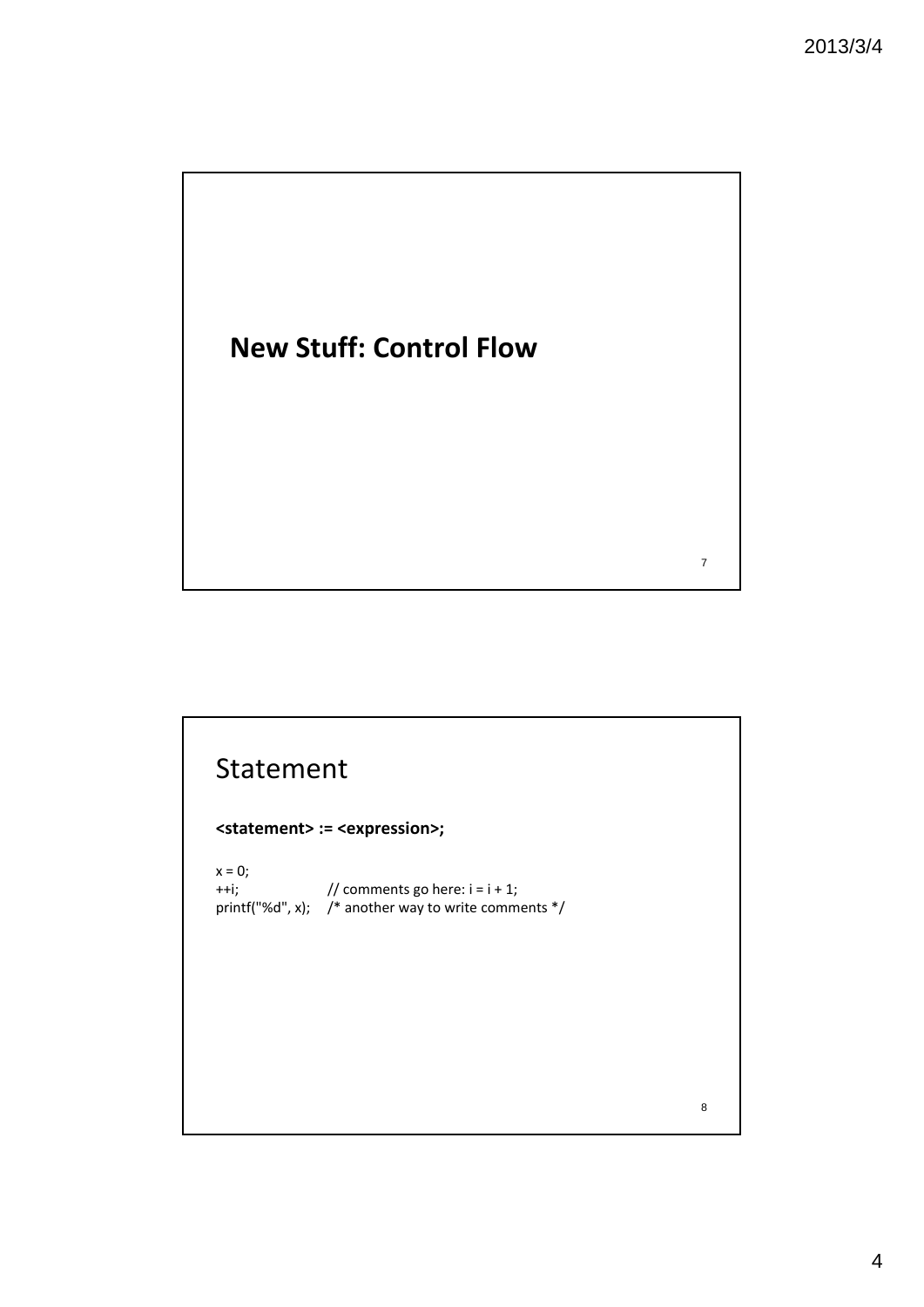## New Stuff: Control Flow

## Statement

**<statement> := <expression>;**

```
x = 0;
++i;              // comments go here: i = i + 1;
printf("%d", x);  /* another way to write comments */
```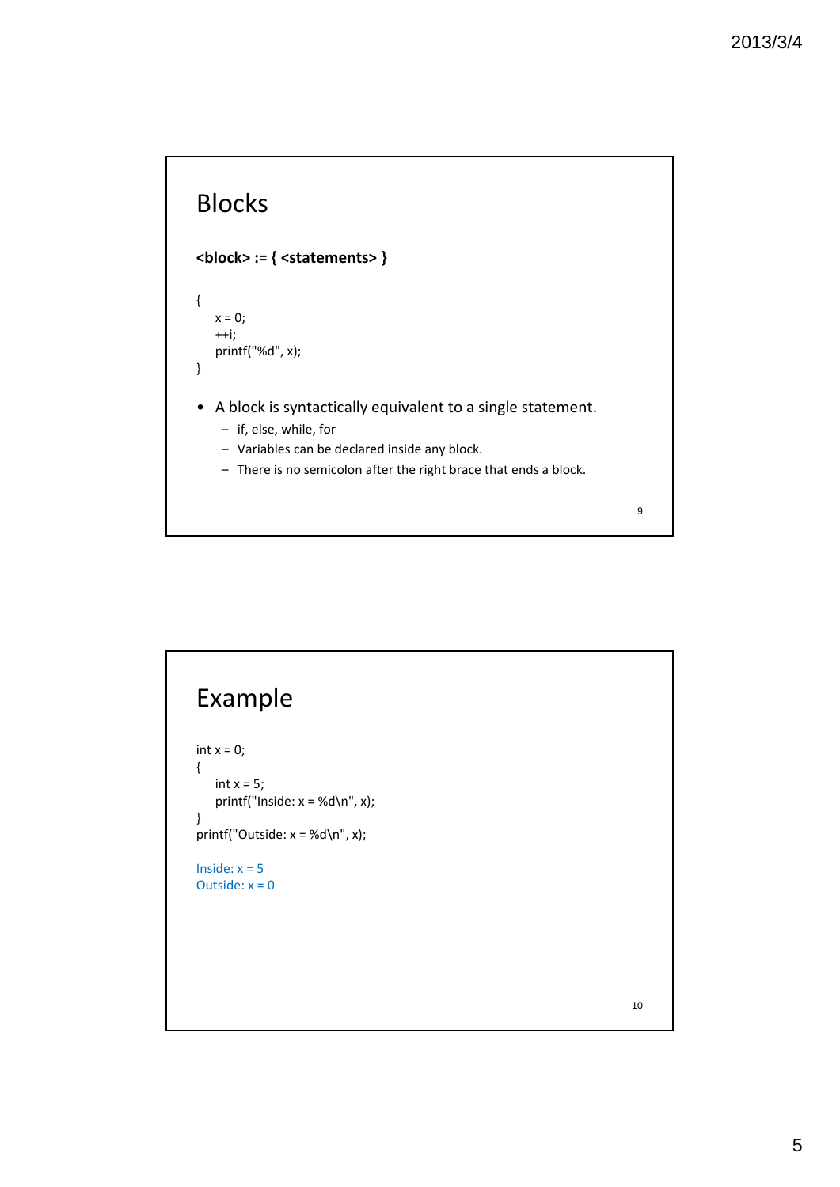## Blocks

**<block> := { <statements> }**

```
{
    x = 0;
    ++i;
    printf("%d", x);
}
```

- A block is syntactically equivalent to a single statement.
  - if, else, while, for
  - Variables can be declared inside any block.
  - There is no semicolon after the right brace that ends a block.

## Example

```
int x = 0;
{
    int x = 5;
    printf("Inside: x = %d\n", x);
}
printf("Outside: x = %d\n", x);
```

```
Inside: x = 5
Outside: x = 0
```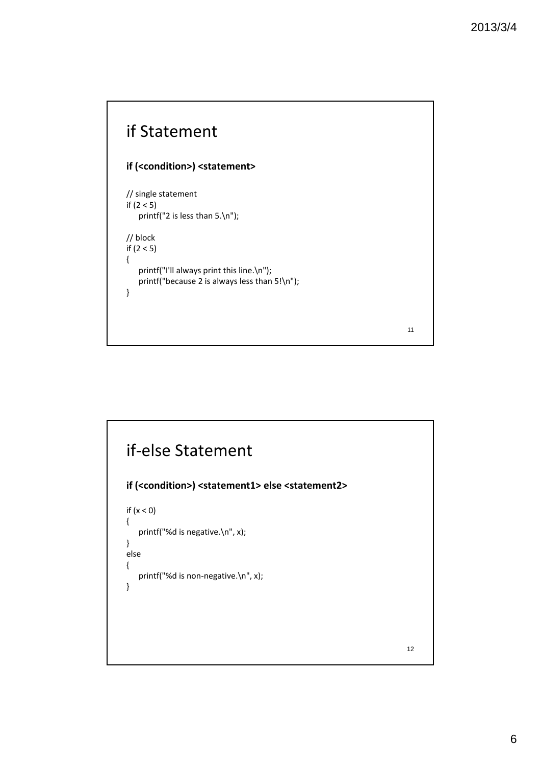# if Statement

**if (<condition>) <statement>**

```
// single statement
if (2 < 5)
    printf("2 is less than 5.\n");

// block
if (2 < 5)
{
    printf("I'll always print this line.\n");
    printf("because 2 is always less than 5!\n");
}
```

# if-else Statement

**if (<condition>) <statement1> else <statement2>**

```
if (x < 0)
{
    printf("%d is negative.\n", x);
}
else
{
    printf("%d is non-negative.\n", x);
}
```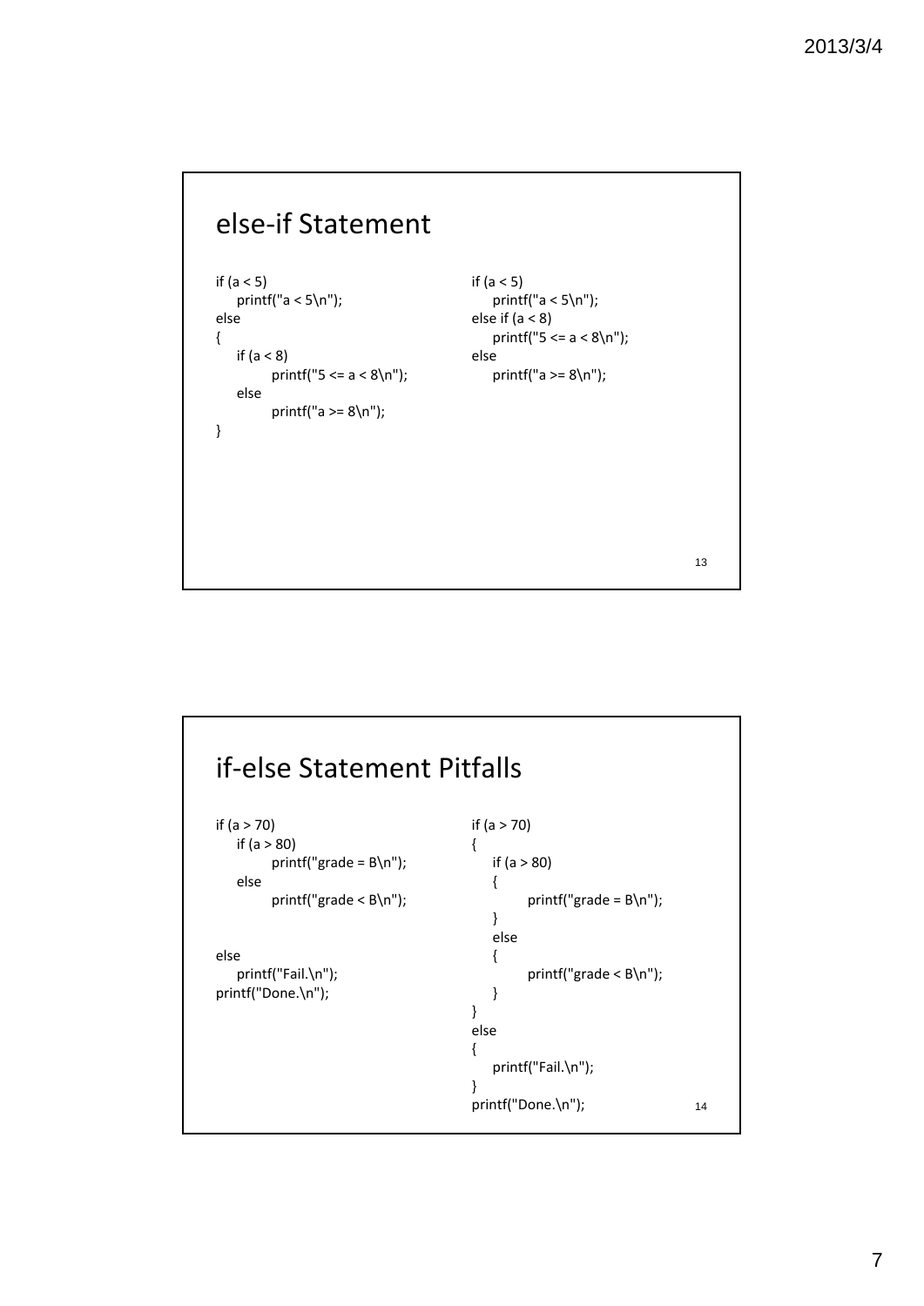## else-if Statement

```
if (a < 5)
    printf("a < 5\n");
else
{
    if (a < 8)
        printf("5 <= a < 8\n");
    else
        printf("a >= 8\n");
}
```

```
if (a < 5)
    printf("a < 5\n");
else if (a < 8)
    printf("5 <= a < 8\n");
else
    printf("a >= 8\n");
```

## if-else Statement Pitfalls

```
if (a > 70)
    if (a > 80)
        printf("grade = B\n");
    else
        printf("grade < B\n");


else
    printf("Fail.\n");
printf("Done.\n");
```

```
if (a > 70)
{
    if (a > 80)
    {
        printf("grade = B\n");
    }
    else
    {
        printf("grade < B\n");
    }
}
else
{
    printf("Fail.\n");
}
printf("Done.\n");
```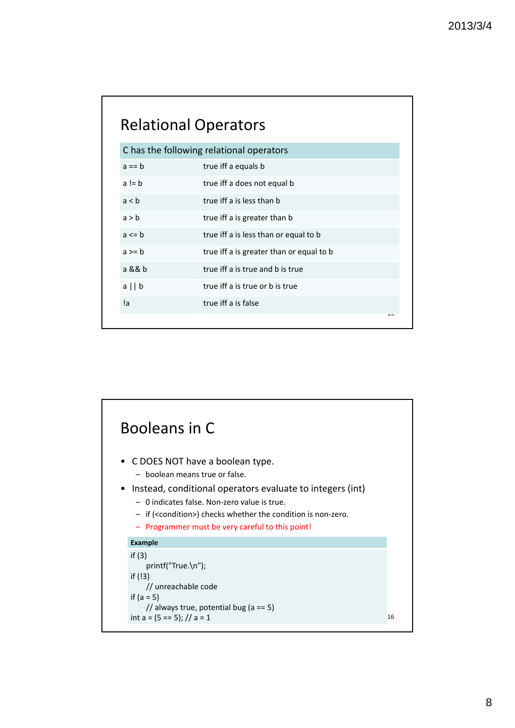## Relational Operators

| C has the following relational operators | |
|---|---|
| a == b | true iff a equals b |
| a != b | true iff a does not equal b |
| a < b | true iff a is less than b |
| a > b | true iff a is greater than b |
| a <= b | true iff a is less than or equal to b |
| a >= b | true iff a is greater than or equal to b |
| a && b | true iff a is true and b is true |
| a \|\| b | true iff a is true or b is true |
| !a | true iff a is false |

## Booleans in C

- C DOES NOT have a boolean type.
  - boolean means true or false.
- Instead, conditional operators evaluate to integers (int)
  - 0 indicates false. Non-zero value is true.
  - if (<condition>) checks whether the condition is non-zero.
  - Programmer must be very careful to this point!

**Example**

```
if (3)
    printf("True.\n");
if (!3)
    // unreachable code
if (a = 5)
    // always true, potential bug (a == 5)
int a = (5 == 5); // a = 1
```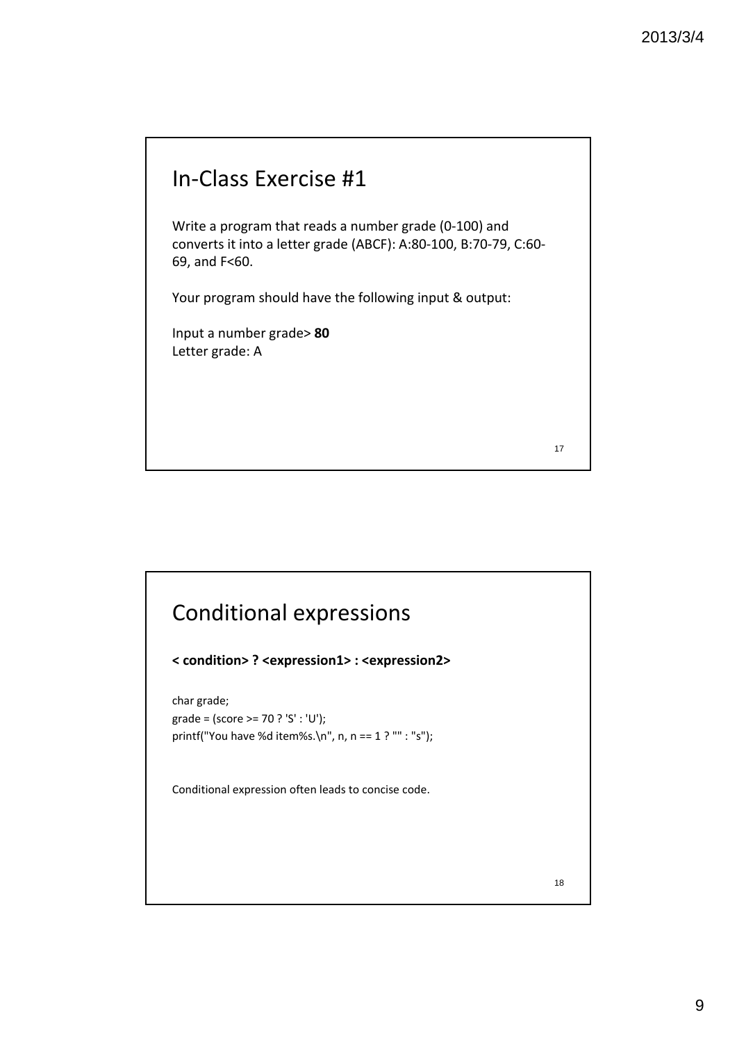## In-Class Exercise #1

Write a program that reads a number grade (0-100) and converts it into a letter grade (ABCF): A:80-100, B:70-79, C:60-69, and F<60.

Your program should have the following input & output:

Input a number grade> **80**
Letter grade: A

## Conditional expressions

**< condition> ? <expression1> : <expression2>**

```
char grade;
grade = (score >= 70 ? 'S' : 'U');
printf("You have %d item%s.\n", n, n == 1 ? "" : "s");
```

Conditional expression often leads to concise code.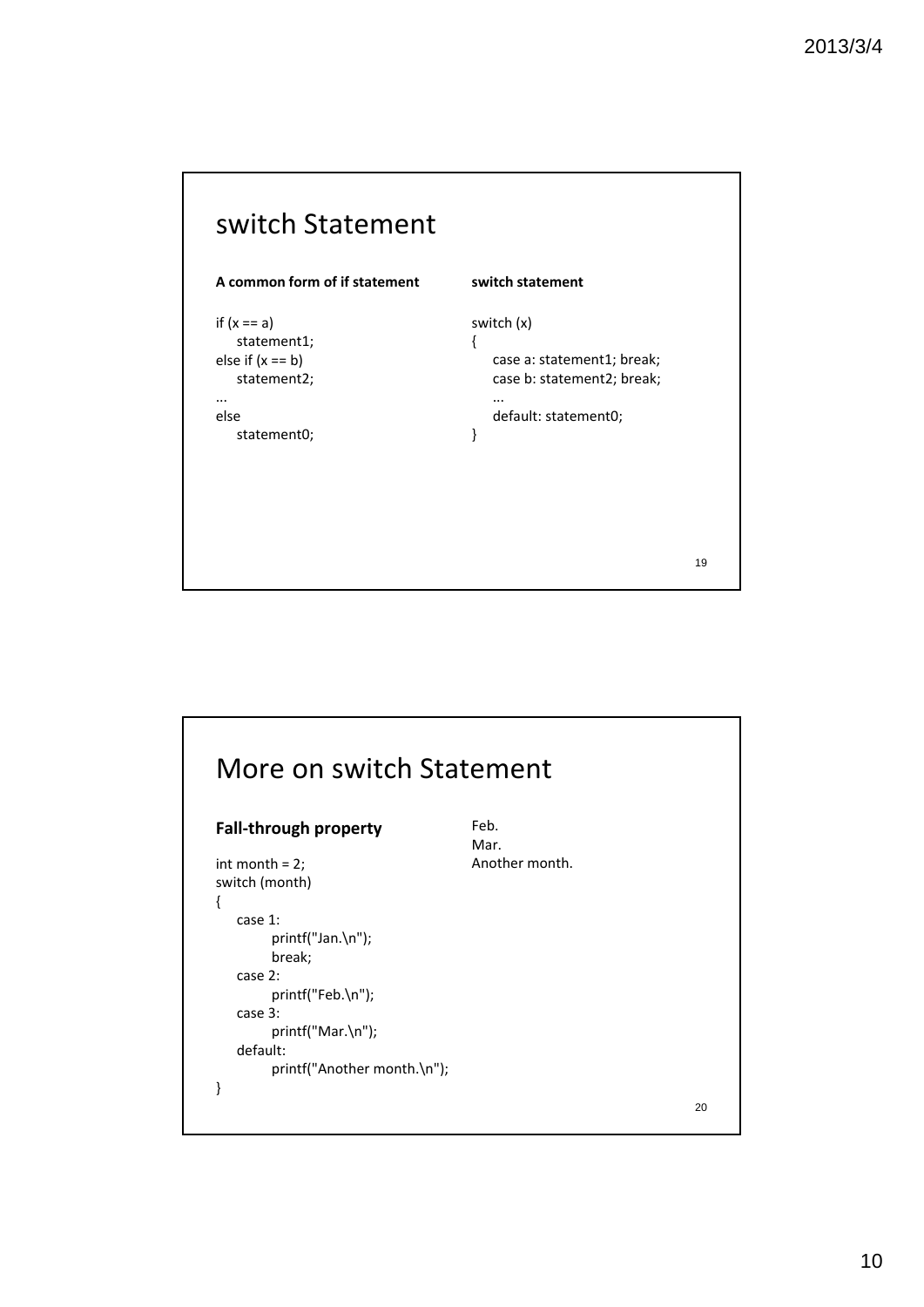## switch Statement

**A common form of if statement**

```
if (x == a)
    statement1;
else if (x == b)
    statement2;
...
else
    statement0;
```

**switch statement**

```
switch (x)
{
    case a: statement1; break;
    case b: statement2; break;
    ...
    default: statement0;
}
```

## More on switch Statement

**Fall-through property**

```
int month = 2;
switch (month)
{
    case 1:
        printf("Jan.\n");
        break;
    case 2:
        printf("Feb.\n");
    case 3:
        printf("Mar.\n");
    default:
        printf("Another month.\n");
}
```

```
Feb.
Mar.
Another month.
```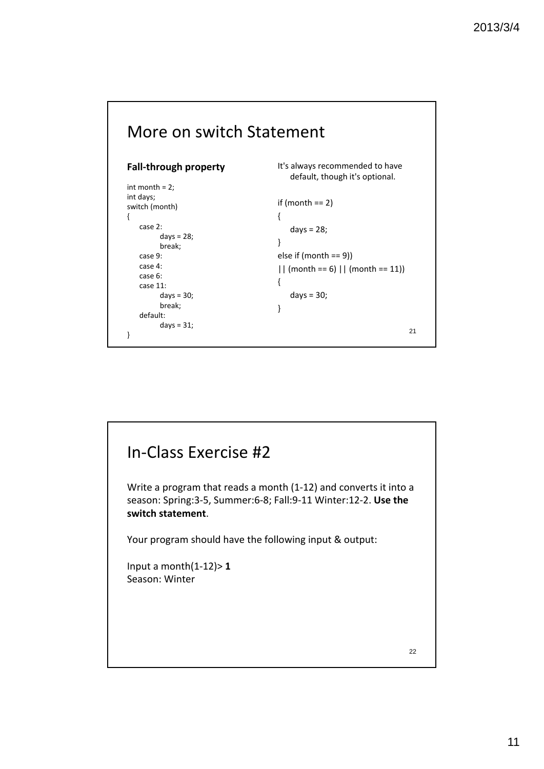## More on switch Statement

**Fall-through property**

```
int month = 2;
int days;
switch (month)
{
    case 2:
        days = 28;
        break;
    case 9:
    case 4:
    case 6:
    case 11:
        days = 30;
        break;
    default:
        days = 31;
}
```

It's always recommended to have default, though it's optional.

```
if (month == 2)
{
    days = 28;
}
else if (month == 9))
|| (month == 6) || (month == 11))
{
    days = 30;
}
```

## In-Class Exercise #2

Write a program that reads a month (1-12) and converts it into a season: Spring:3-5, Summer:6-8; Fall:9-11 Winter:12-2. **Use the switch statement**.

Your program should have the following input & output:

Input a month(1-12)> **1**
Season: Winter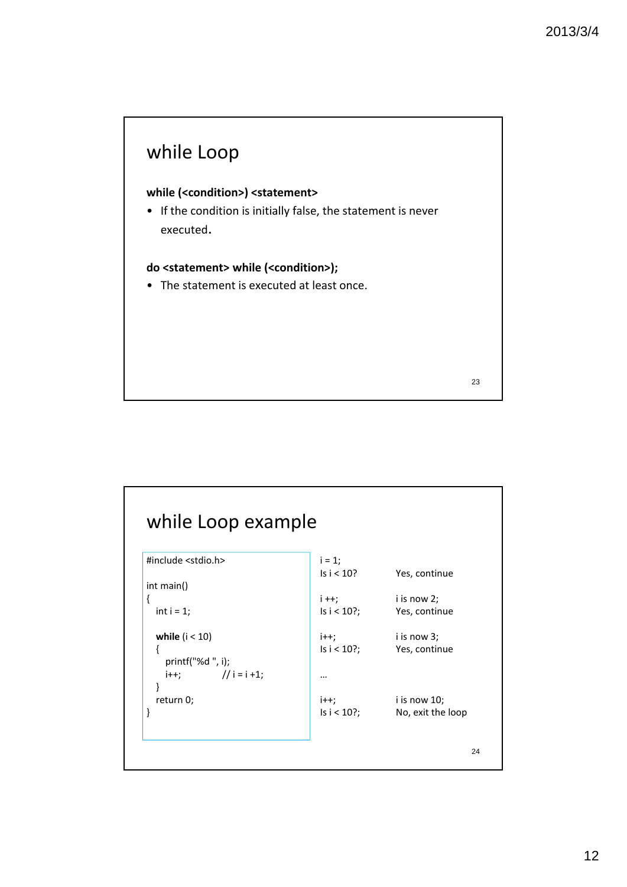## while Loop

**while (<condition>) <statement>**

- If the condition is initially false, the statement is never executed.

**do <statement> while (<condition>);**

- The statement is executed at least once.

## while Loop example

```
#include <stdio.h>

int main()
{
   int i = 1;

   while (i < 10)
   {
      printf("%d ", i);
      i++;           // i = i +1;
   }
   return 0;
}
```

| | |
|---|---|
| i = 1; | |
| Is i < 10? | Yes, continue |
| i ++; | i is now 2; |
| Is i < 10?; | Yes, continue |
| i++; | i is now 3; |
| Is i < 10?; | Yes, continue |
| … | |
| i++; | i is now 10; |
| Is i < 10?; | No, exit the loop |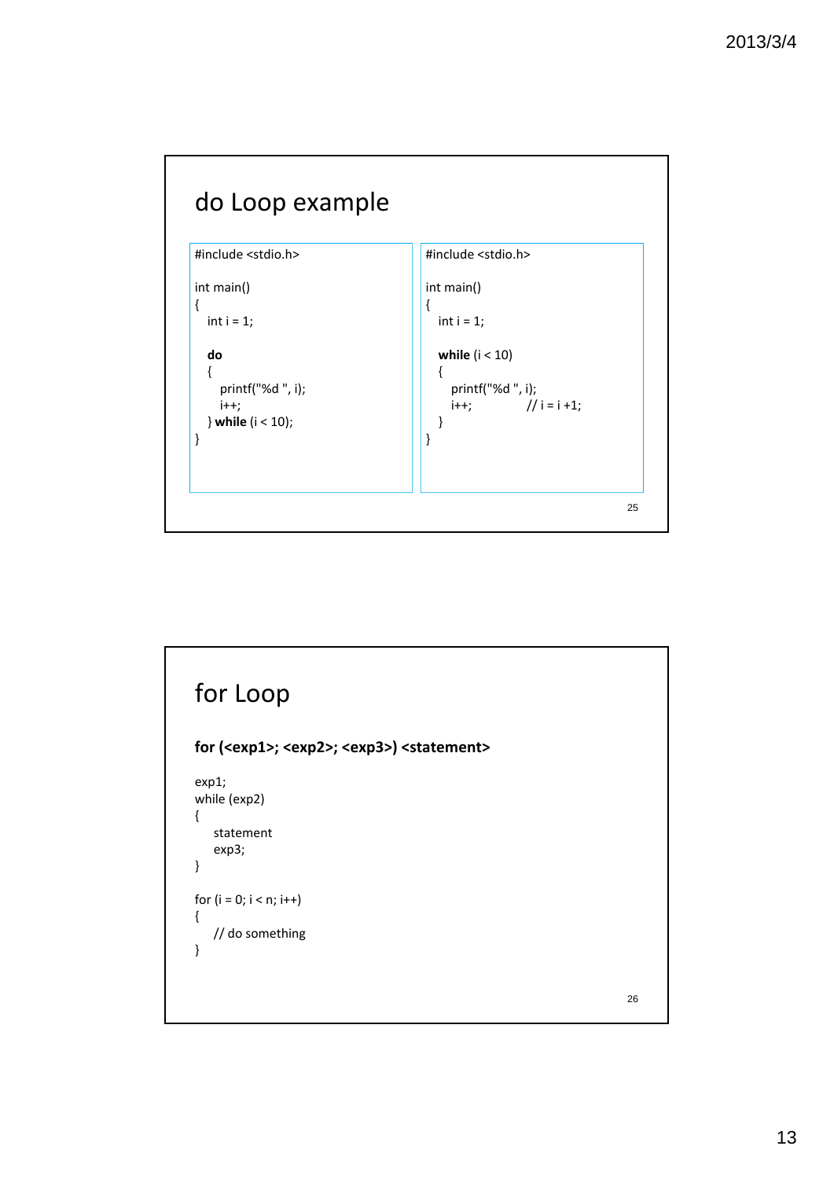## do Loop example

```c
#include <stdio.h>

int main()
{
   int i = 1;

   do
   {
      printf("%d ", i);
      i++;
   } while (i < 10);
}
```

```c
#include <stdio.h>

int main()
{
   int i = 1;

   while (i < 10)
   {
      printf("%d ", i);
      i++;            // i = i +1;
   }
}
```

## for Loop

**for (<exp1>; <exp2>; <exp3>) <statement>**

```
exp1;
while (exp2)
{
    statement
    exp3;
}
```

```c
for (i = 0; i < n; i++)
{
    // do something
}
```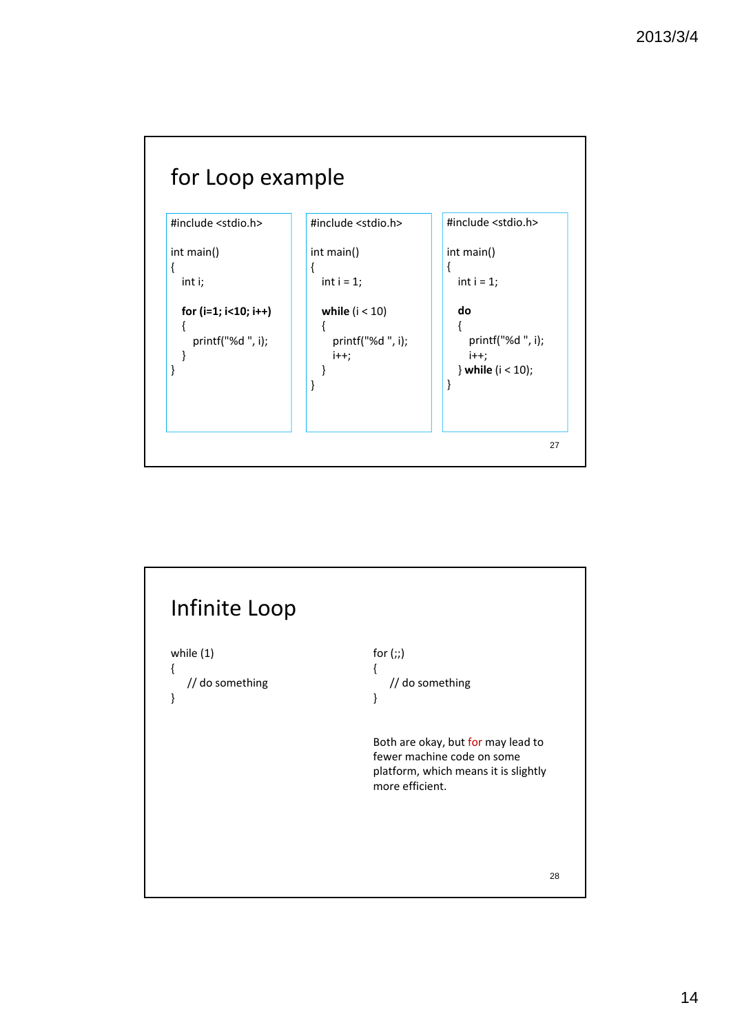## for Loop example

```c
#include <stdio.h>

int main()
{
    int i;

    for (i=1; i<10; i++)
    {
        printf("%d ", i);
    }
}
```

```c
#include <stdio.h>

int main()
{
    int i = 1;

    while (i < 10)
    {
        printf("%d ", i);
        i++;
    }
}
```

```c
#include <stdio.h>

int main()
{
    int i = 1;

    do
    {
        printf("%d ", i);
        i++;
    } while (i < 10);
}
```

## Infinite Loop

```c
while (1)
{
    // do something
}
```

```c
for (;;)
{
    // do something
}
```

Both are okay, but for may lead to fewer machine code on some platform, which means it is slightly more efficient.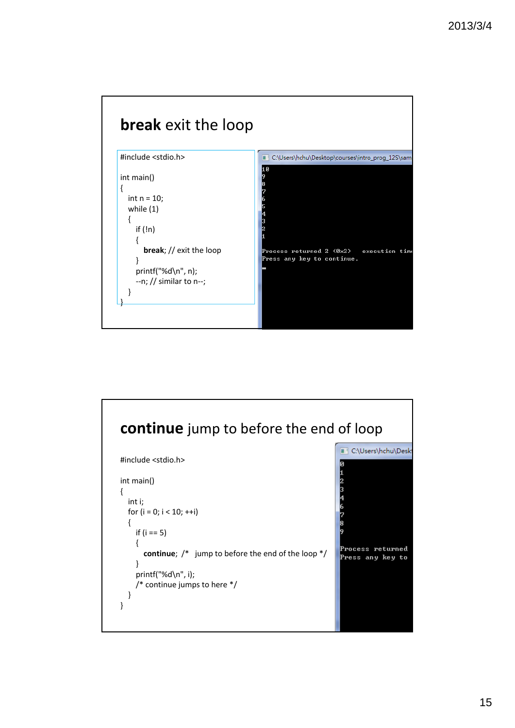## **break** exit the loop

```
#include <stdio.h>

int main()
{
   int n = 10;
   while (1)
   {
      if (!n)
      {
         break; // exit the loop
      }
      printf("%d\n", n);
      --n; // similar to n--;
   }
}
```

```
C:\Users\hchu\Desktop\courses\intro_prog_12S\sam
10
9
8
7
6
5
4
3
2
1

Process returned 2 (0x2)   execution tim
Press any key to continue.
```

## **continue** jump to before the end of loop

```
#include <stdio.h>

int main()
{
   int i;
   for (i = 0; i < 10; ++i)
   {
      if (i == 5)
      {
         continue; /*   jump to before the end of the loop */
      }
      printf("%d\n", i);
      /* continue jumps to here */
   }
}
```

```
C:\Users\hchu\Desk
0
1
2
3
4
6
7
8
9

Process returned
Press any key to
```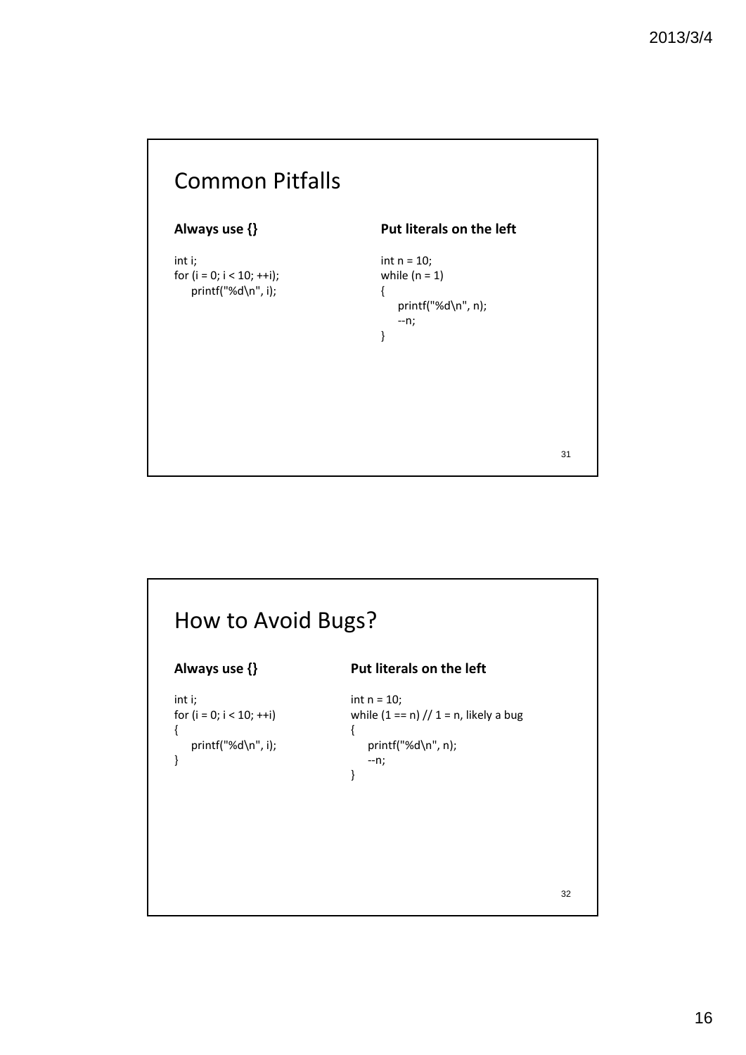## Common Pitfalls

**Always use {}**

```
int i;
for (i = 0; i < 10; ++i);
    printf("%d\n", i);
```

**Put literals on the left**

```
int n = 10;
while (n = 1)
{
    printf("%d\n", n);
    --n;
}
```

## How to Avoid Bugs?

**Always use {}**

```
int i;
for (i = 0; i < 10; ++i)
{
    printf("%d\n", i);
}
```

**Put literals on the left**

```
int n = 10;
while (1 == n) // 1 = n, likely a bug
{
    printf("%d\n", n);
    --n;
}
```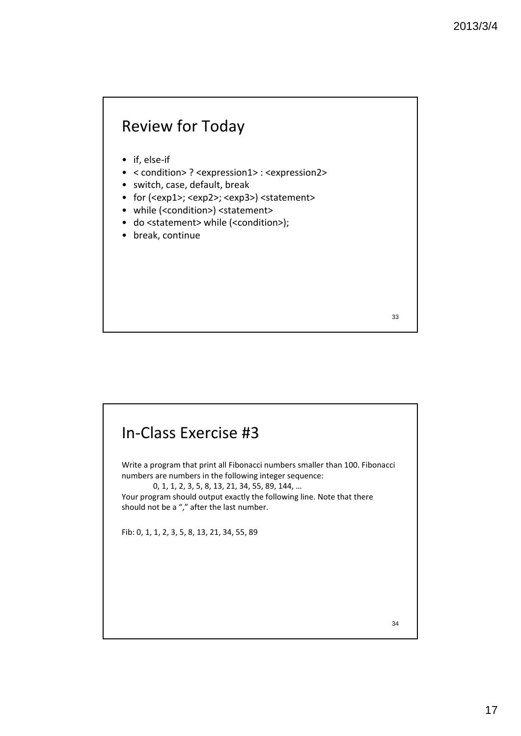## Review for Today

- if, else-if
- < condition> ? <expression1> : <expression2>
- switch, case, default, break
- for (<exp1>; <exp2>; <exp3>) <statement>
- while (<condition>) <statement>
- do <statement> while (<condition>);
- break, continue

## In-Class Exercise #3

Write a program that print all Fibonacci numbers smaller than 100. Fibonacci numbers are numbers in the following integer sequence:

0, 1, 1, 2, 3, 5, 8, 13, 21, 34, 55, 89, 144, …

Your program should output exactly the following line. Note that there should not be a "," after the last number.

Fib: 0, 1, 1, 2, 3, 5, 8, 13, 21, 34, 55, 89